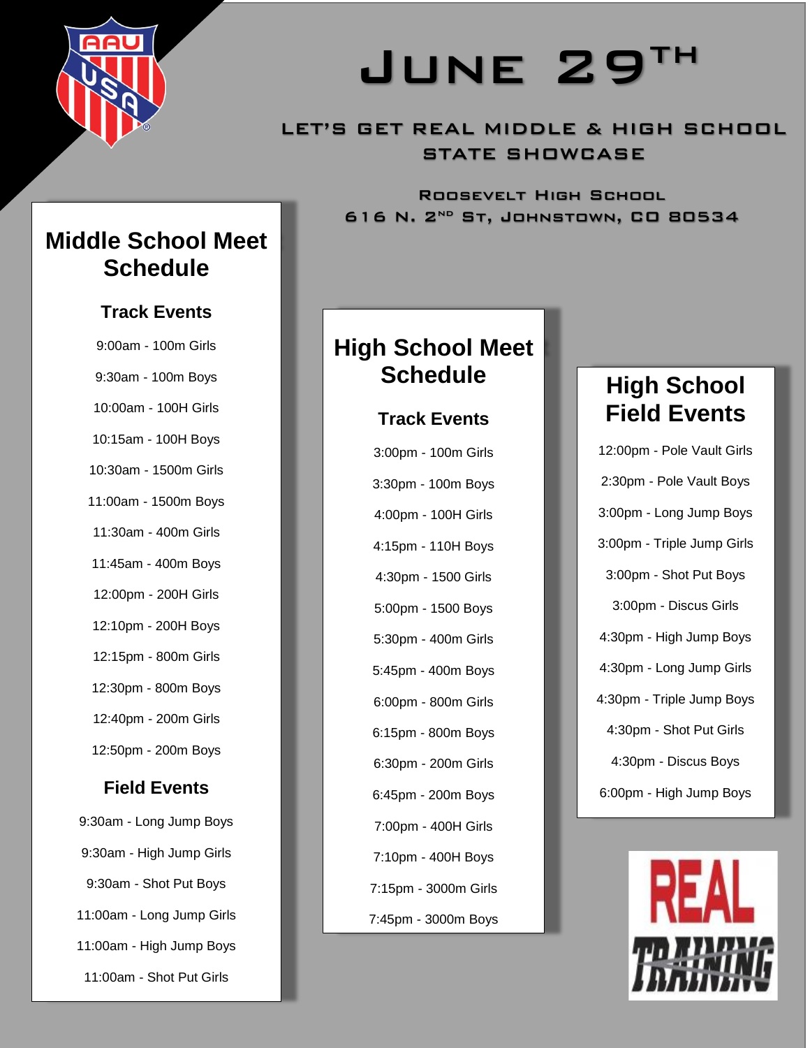# June 29th

## LET'S GET REAL MIDDLE & HIGH SCHOOL STATE SHOWCASE

Roosevelt High School
616 N. 2nd St, Johnstown, CO 80534

## Middle School Meet Schedule

### Track Events

9:00am - 100m Girls

9:30am - 100m Boys

10:00am - 100H Girls

10:15am - 100H Boys

10:30am - 1500m Girls

11:00am - 1500m Boys

11:30am - 400m Girls

11:45am - 400m Boys

12:00pm - 200H Girls

12:10pm - 200H Boys

12:15pm - 800m Girls

12:30pm - 800m Boys

12:40pm - 200m Girls

12:50pm - 200m Boys

### Field Events

9:30am - Long Jump Boys

9:30am - High Jump Girls

9:30am - Shot Put Boys

11:00am - Long Jump Girls

11:00am - High Jump Boys

11:00am - Shot Put Girls

## High School Meet Schedule

### Track Events

3:00pm - 100m Girls

3:30pm - 100m Boys

4:00pm - 100H Girls

4:15pm - 110H Boys

4:30pm - 1500 Girls

5:00pm - 1500 Boys

5:30pm - 400m Girls

5:45pm - 400m Boys

6:00pm - 800m Girls

6:15pm - 800m Boys

6:30pm - 200m Girls

6:45pm - 200m Boys

7:00pm - 400H Girls

7:10pm - 400H Boys

7:15pm - 3000m Girls

7:45pm - 3000m Boys

## High School Field Events

12:00pm - Pole Vault Girls

2:30pm - Pole Vault Boys

3:00pm - Long Jump Boys

3:00pm - Triple Jump Girls

3:00pm - Shot Put Boys

3:00pm - Discus Girls

4:30pm - High Jump Boys

4:30pm - Long Jump Girls

4:30pm - Triple Jump Boys

4:30pm - Shot Put Girls

4:30pm - Discus Boys

6:00pm - High Jump Boys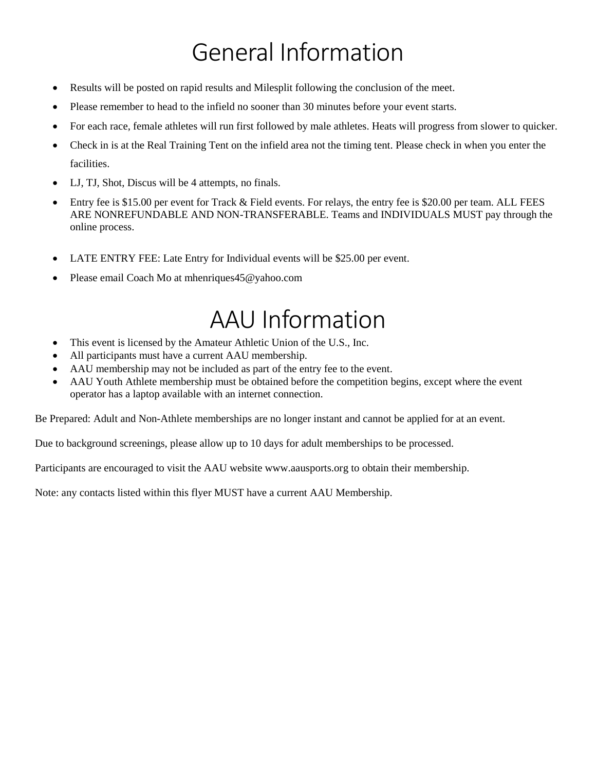# General Information

- Results will be posted on rapid results and Milesplit following the conclusion of the meet.
- Please remember to head to the infield no sooner than 30 minutes before your event starts.
- For each race, female athletes will run first followed by male athletes. Heats will progress from slower to quicker.
- Check in is at the Real Training Tent on the infield area not the timing tent. Please check in when you enter the facilities.
- LJ, TJ, Shot, Discus will be 4 attempts, no finals.
- Entry fee is $15.00 per event for Track & Field events. For relays, the entry fee is $20.00 per team. ALL FEES ARE NONREFUNDABLE AND NON-TRANSFERABLE. Teams and INDIVIDUALS MUST pay through the online process.
- LATE ENTRY FEE: Late Entry for Individual events will be $25.00 per event.
- Please email Coach Mo at mhenriques45@yahoo.com

# AAU Information

- This event is licensed by the Amateur Athletic Union of the U.S., Inc.
- All participants must have a current AAU membership.
- AAU membership may not be included as part of the entry fee to the event.
- AAU Youth Athlete membership must be obtained before the competition begins, except where the event operator has a laptop available with an internet connection.

Be Prepared: Adult and Non-Athlete memberships are no longer instant and cannot be applied for at an event.

Due to background screenings, please allow up to 10 days for adult memberships to be processed.

Participants are encouraged to visit the AAU website www.aausports.org to obtain their membership.

Note: any contacts listed within this flyer MUST have a current AAU Membership.